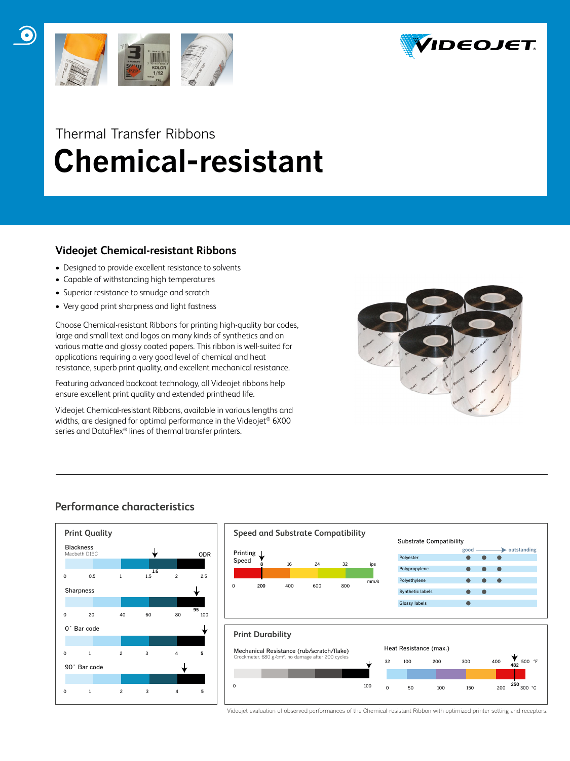Thermal Transfer Ribbons

# Chemical-resistant

## Videojet Chemical-resistant Ribbons

- Designed to provide excellent resistance to solvents
- Capable of withstanding high temperatures
- Superior resistance to smudge and scratch
- Very good print sharpness and light fastness

Choose Chemical-resistant Ribbons for printing high-quality bar codes, large and small text and logos on many kinds of synthetics and on various matte and glossy coated papers. This ribbon is well-suited for applications requiring a very good level of chemical and heat resistance, superb print quality, and excellent mechanical resistance.

Featuring advanced backcoat technology, all Videojet ribbons help ensure excellent print quality and extended printhead life.

Videojet Chemical-resistant Ribbons, available in various lengths and widths, are designed for optimal performance in the Videojet® 6X00 series and DataFlex® lines of thermal transfer printers.

## Performance characteristics

### Print Quality

Blackness
Macbeth D19C

ODR: 0 – 0.5 – 1 – 1.5 – 2 – 2.5 (marked: 1.6)

Sharpness: 0 – 20 – 40 – 60 – 80 – 100 (marked: 95)

0° Bar code: 0 – 1 – 2 – 3 – 4 – 5 (marked: 5)

90° Bar code: 0 – 1 – 2 – 3 – 4 – 5 (marked: 5)

### Speed and Substrate Compatibility

Printing Speed: 8 – 16 – 24 – 32 ips; 0 – 200 – 400 – 600 – 800 mm/s (marked: 8 ips / 200 mm/s)

Substrate Compatibility (good → outstanding)

| Substrate | Rating |
| --- | --- |
| Polyester | ● ● ● |
| Polypropylene | ● ● ● |
| Polyethylene | ● ● ● |
| Synthetic labels | ● ● |
| Glossy labels | ● |

### Print Durability

Mechanical Resistance (rub/scratch/flake)
Crockmeter, 680 g/cm², no damage after 200 cycles

0 – 100 (marked: 100)

Heat Resistance (max.)

32 – 100 – 200 – 300 – 400 – 500 °F (marked: 482)
0 – 50 – 100 – 150 – 200 – 300 °C (marked: 250)

Videojet evaluation of observed performances of the Chemical-resistant Ribbon with optimized printer setting and receptors.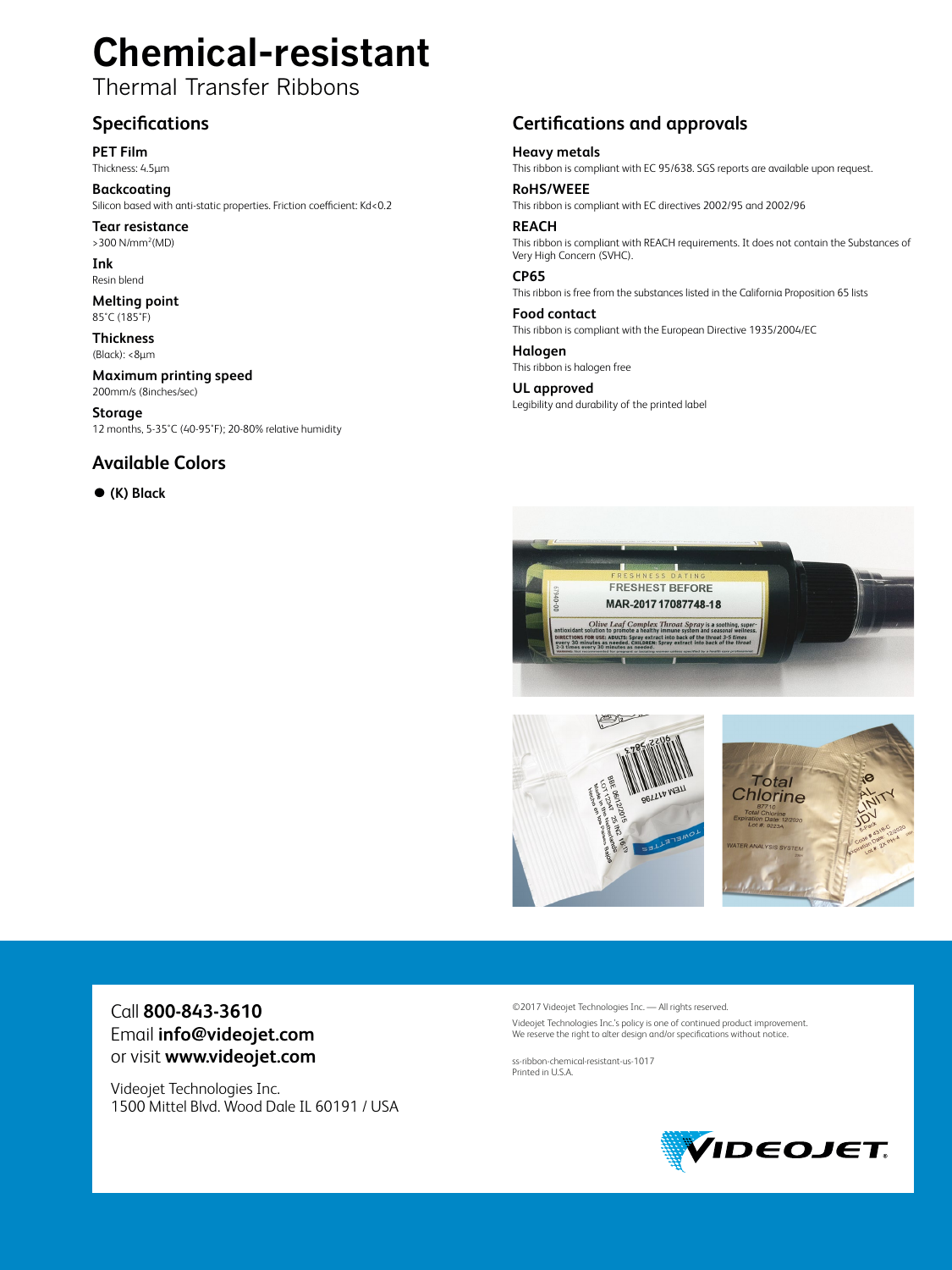# Chemical-resistant

Thermal Transfer Ribbons

## Specifications

**PET Film**
Thickness: 4.5μm

**Backcoating**
Silicon based with anti-static properties. Friction coefficient: Kd<0.2

**Tear resistance**
>300 N/mm$^2$(MD)

**Ink**
Resin blend

**Melting point**
85˚C (185˚F)

**Thickness**
(Black): <8μm

**Maximum printing speed**
200mm/s (8inches/sec)

**Storage**
12 months, 5-35˚C (40-95˚F); 20-80% relative humidity

## Available Colors

- **(K) Black**

## Certifications and approvals

**Heavy metals**
This ribbon is compliant with EC 95/638. SGS reports are available upon request.

**RoHS/WEEE**
This ribbon is compliant with EC directives 2002/95 and 2002/96

**REACH**
This ribbon is compliant with REACH requirements. It does not contain the Substances of Very High Concern (SVHC).

**CP65**
This ribbon is free from the substances listed in the California Proposition 65 lists

**Food contact**
This ribbon is compliant with the European Directive 1935/2004/EC

**Halogen**
This ribbon is halogen free

**UL approved**
Legibility and durability of the printed label

Call **800-843-3610**
Email **info@videojet.com**
or visit **www.videojet.com**

Videojet Technologies Inc.
1500 Mittel Blvd. Wood Dale IL 60191 / USA

©2017 Videojet Technologies Inc. — All rights reserved.

Videojet Technologies Inc.'s policy is one of continued product improvement. We reserve the right to alter design and/or specifications without notice.

ss-ribbon-chemical-resistant-us-1017
Printed in U.S.A.